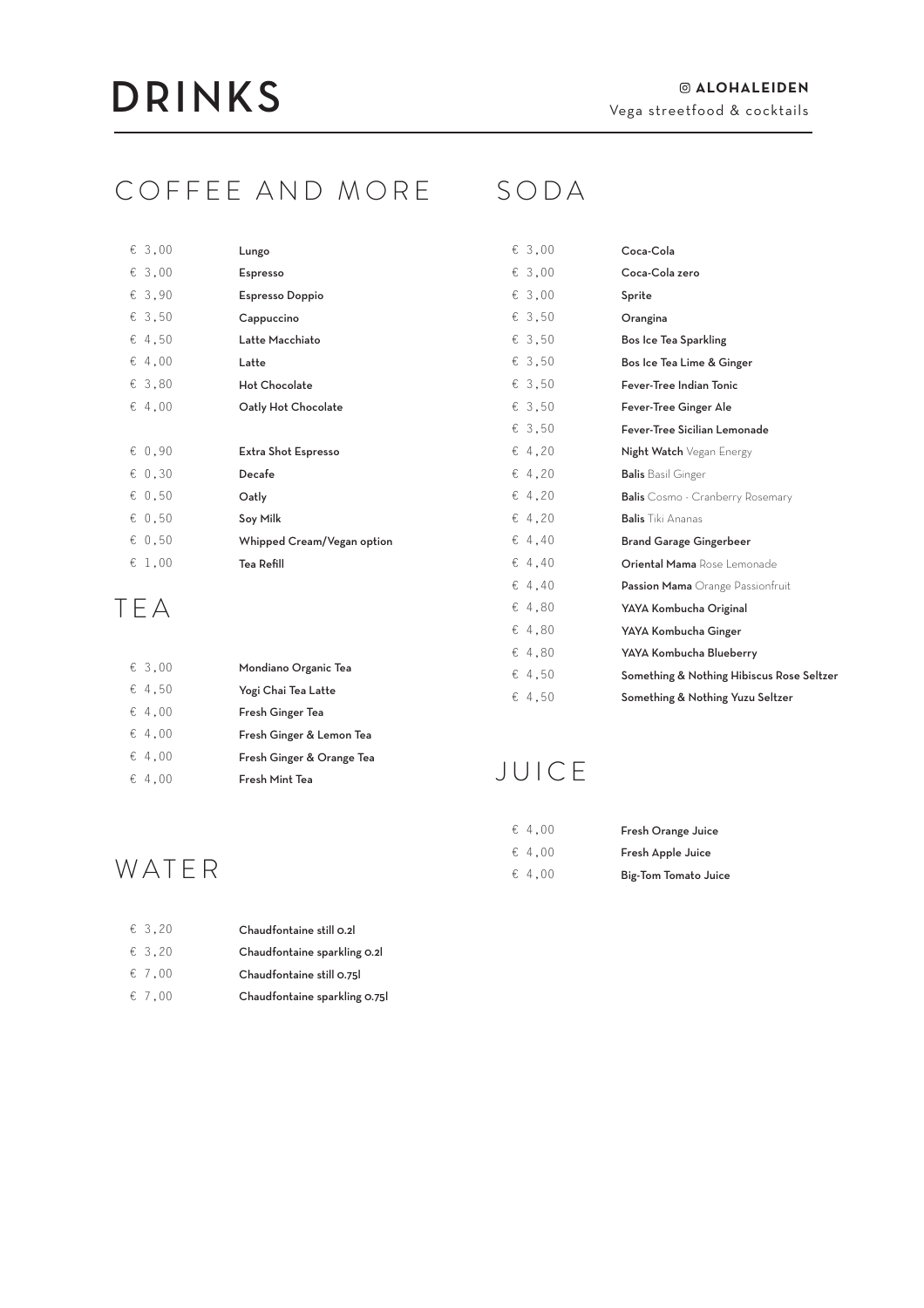# DRINKS

**ALOHALEIDEN**
Vega streetfood & cocktails

## COFFEE AND MORE

| Price | Item |
|---|---|
| € 3,00 | Lungo |
| € 3,00 | Espresso |
| € 3,90 | Espresso Doppio |
| € 3,50 | Cappuccino |
| € 4,50 | Latte Macchiato |
| € 4,00 | Latte |
| € 3,80 | Hot Chocolate |
| € 4,00 | Oatly Hot Chocolate |

| Price | Item |
|---|---|
| € 0,90 | Extra Shot Espresso |
| € 0,30 | Decafe |
| € 0,50 | Oatly |
| € 0,50 | Soy Milk |
| € 0,50 | Whipped Cream/Vegan option |
| € 1,00 | Tea Refill |

## TEA

| Price | Item |
|---|---|
| € 3,00 | Mondiano Organic Tea |
| € 4,50 | Yogi Chai Tea Latte |
| € 4,00 | Fresh Ginger Tea |
| € 4,00 | Fresh Ginger & Lemon Tea |
| € 4,00 | Fresh Ginger & Orange Tea |
| € 4,00 | Fresh Mint Tea |

## WATER

| Price | Item |
|---|---|
| € 3,20 | Chaudfontaine still 0.2l |
| € 3,20 | Chaudfontaine sparkling 0.2l |
| € 7,00 | Chaudfontaine still 0.75l |
| € 7,00 | Chaudfontaine sparkling 0.75l |

## SODA

| Price | Item |
|---|---|
| € 3,00 | Coca-Cola |
| € 3,00 | Coca-Cola zero |
| € 3,00 | Sprite |
| € 3,50 | Orangina |
| € 3,50 | Bos Ice Tea Sparkling |
| € 3,50 | Bos Ice Tea Lime & Ginger |
| € 3,50 | Fever-Tree Indian Tonic |
| € 3,50 | Fever-Tree Ginger Ale |
| € 3,50 | Fever-Tree Sicilian Lemonade |
| € 4,20 | **Night Watch** Vegan Energy |
| € 4,20 | **Balis** Basil Ginger |
| € 4,20 | **Balis** Cosmo - Cranberry Rosemary |
| € 4,20 | **Balis** Tiki Ananas |
| € 4,40 | Brand Garage Gingerbeer |
| € 4,40 | **Oriental Mama** Rose Lemonade |
| € 4,40 | **Passion Mama** Orange Passionfruit |
| € 4,80 | YAYA Kombucha Original |
| € 4,80 | YAYA Kombucha Ginger |
| € 4,80 | YAYA Kombucha Blueberry |
| € 4,50 | Something & Nothing Hibiscus Rose Seltzer |
| € 4,50 | Something & Nothing Yuzu Seltzer |

## JUICE

| Price | Item |
|---|---|
| € 4,00 | Fresh Orange Juice |
| € 4,00 | Fresh Apple Juice |
| € 4,00 | Big-Tom Tomato Juice |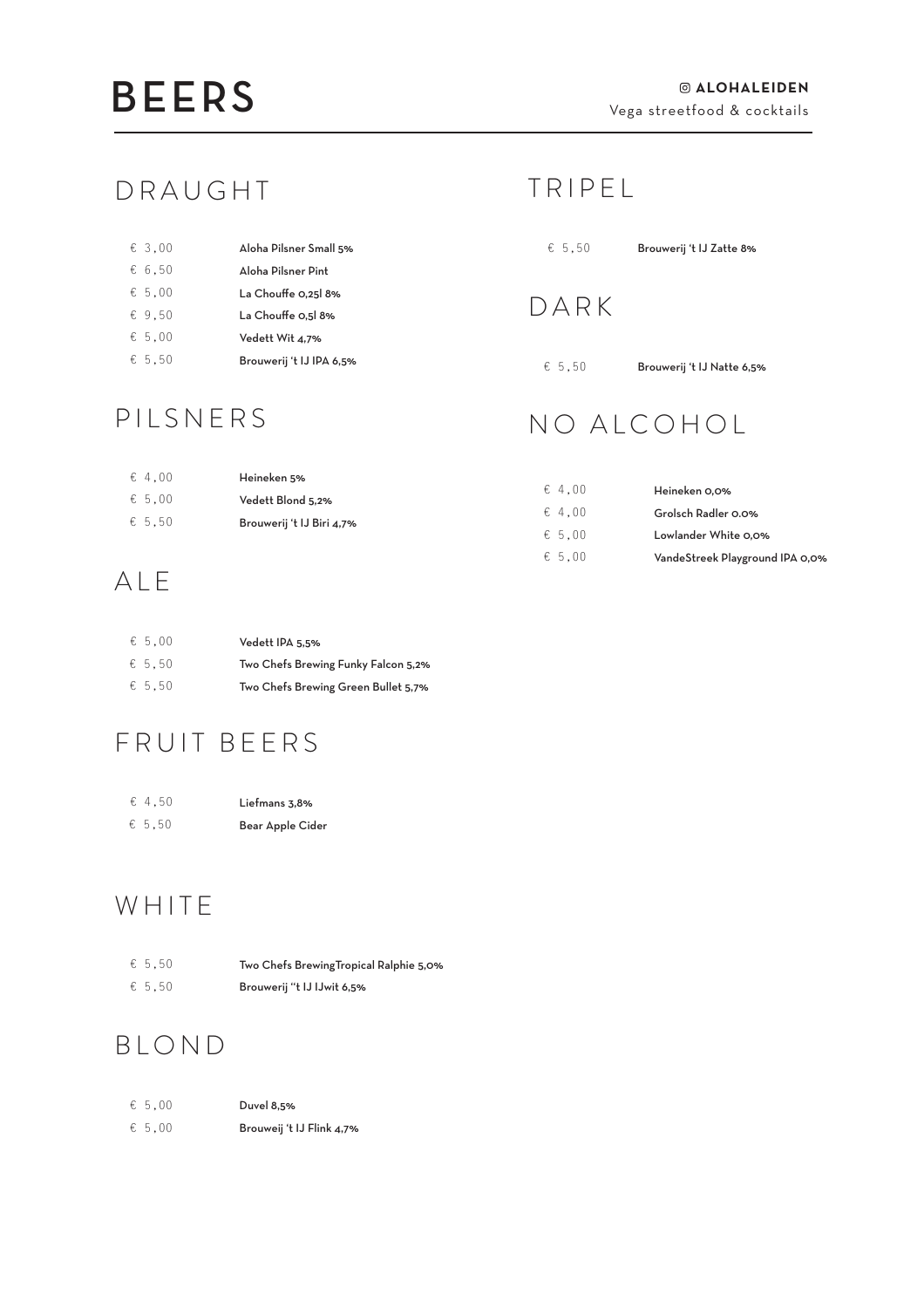# BEERS

**ALOHALEIDEN**
Vega streetfood & cocktails

## DRAUGHT

| | |
|---|---|
| € 3,00 | **Aloha Pilsner Small 5%** |
| € 6,50 | **Aloha Pilsner Pint** |
| € 5,00 | **La Chouffe 0,25l 8%** |
| € 9,50 | **La Chouffe 0,5l 8%** |
| € 5,00 | **Vedett Wit 4,7%** |
| € 5,50 | **Brouwerij 't IJ IPA 6,5%** |

## PILSNERS

| | |
|---|---|
| € 4,00 | **Heineken 5%** |
| € 5,00 | **Vedett Blond 5,2%** |
| € 5,50 | **Brouwerij 't IJ Biri 4,7%** |

## ALE

| | |
|---|---|
| € 5,00 | **Vedett IPA 5,5%** |
| € 5,50 | **Two Chefs Brewing Funky Falcon 5,2%** |
| € 5,50 | **Two Chefs Brewing Green Bullet 5,7%** |

## FRUIT BEERS

| | |
|---|---|
| € 4,50 | **Liefmans 3,8%** |
| € 5,50 | **Bear Apple Cider** |

## WHITE

| | |
|---|---|
| € 5,50 | **Two Chefs BrewingTropical Ralphie 5,0%** |
| € 5,50 | **Brouwerij "t IJ IJwit 6,5%** |

## BLOND

| | |
|---|---|
| € 5,00 | **Duvel 8,5%** |
| € 5,00 | **Brouweij 't IJ Flink 4,7%** |

## TRIPEL

| | |
|---|---|
| € 5,50 | **Brouwerij 't IJ Zatte 8%** |

## DARK

| | |
|---|---|
| € 5,50 | **Brouwerij 't IJ Natte 6,5%** |

## NO ALCOHOL

| | |
|---|---|
| € 4,00 | **Heineken 0,0%** |
| € 4,00 | **Grolsch Radler 0.0%** |
| € 5,00 | **Lowlander White 0,0%** |
| € 5,00 | **VandeStreek Playground IPA 0,0%** |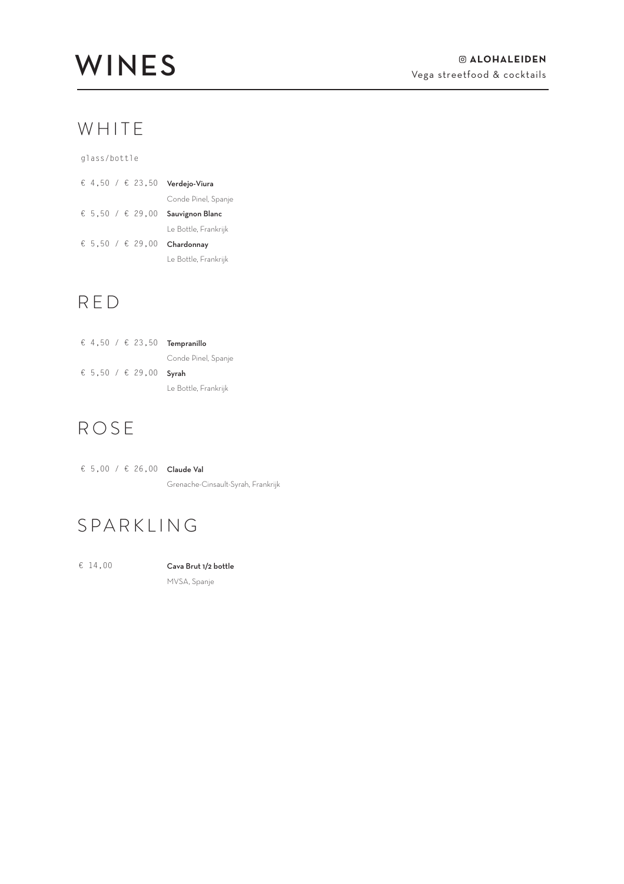# WINES

**ALOHALEIDEN**
Vega streetfood & cocktails

## WHITE

glass/bottle

| | |
|---|---|
| € 4,50 / € 23,50 | **Verdejo-Viura**<br>Conde Pinel, Spanje |
| € 5,50 / € 29,00 | **Sauvignon Blanc**<br>Le Bottle, Frankrijk |
| € 5,50 / € 29,00 | **Chardonnay**<br>Le Bottle, Frankrijk |

## RED

| | |
|---|---|
| € 4,50 / € 23,50 | **Tempranillo**<br>Conde Pinel, Spanje |
| € 5,50 / € 29,00 | **Syrah**<br>Le Bottle, Frankrijk |

## ROSE

| | |
|---|---|
| € 5,00 / € 26,00 | **Claude Val**<br>Grenache-Cinsault-Syrah, Frankrijk |

## SPARKLING

| | |
|---|---|
| € 14,00 | **Cava Brut 1/2 bottle**<br>MVSA, Spanje |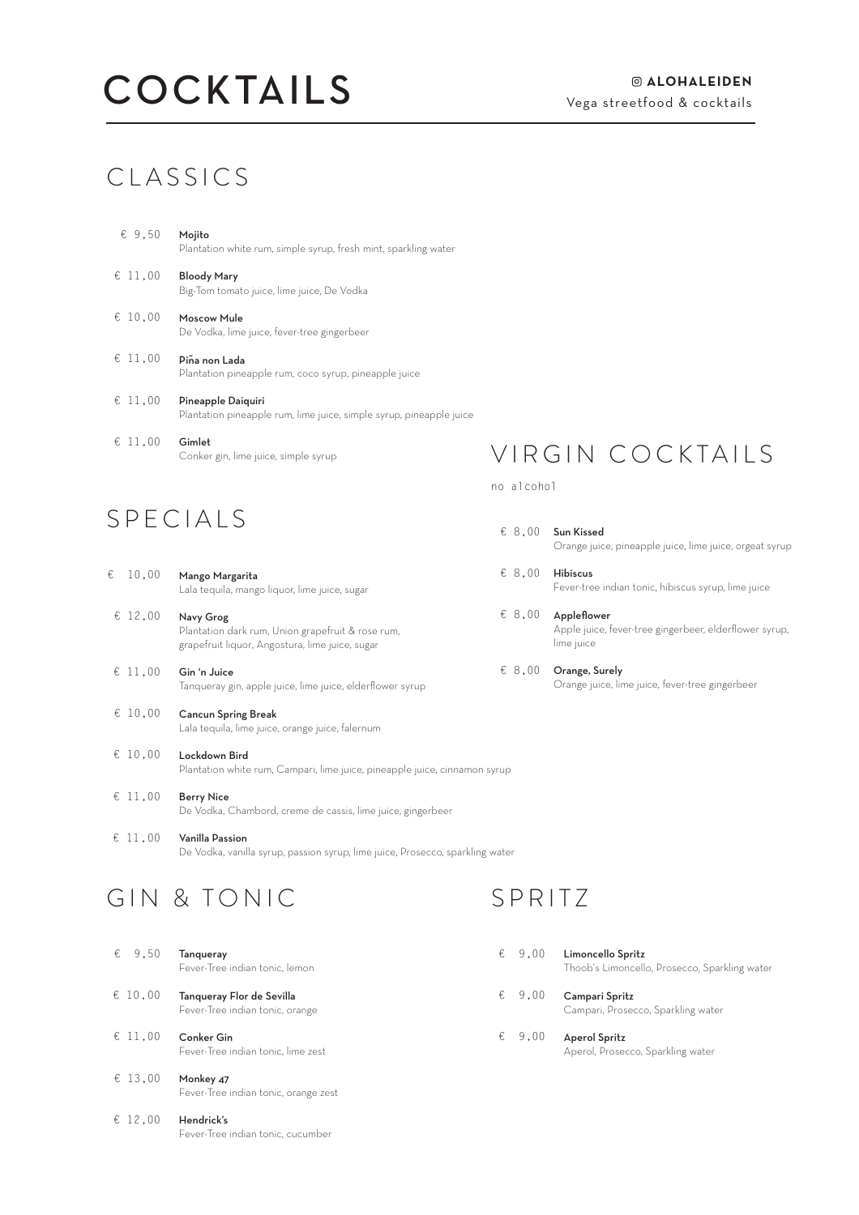# COCKTAILS

**ALOHALEIDEN**
Vega streetfood & cocktails

## CLASSICS

€ 9,50 **Mojito**
Plantation white rum, simple syrup, fresh mint, sparkling water

€ 11,00 **Bloody Mary**
Big-Tom tomato juice, lime juice, De Vodka

€ 10,00 **Moscow Mule**
De Vodka, lime juice, fever-tree gingerbeer

€ 11,00 **Piña non Lada**
Plantation pineapple rum, coco syrup, pineapple juice

€ 11,00 **Pineapple Daiquiri**
Plantation pineapple rum, lime juice, simple syrup, pineapple juice

€ 11,00 **Gimlet**
Conker gin, lime juice, simple syrup

## SPECIALS

€ 10,00 **Mango Margarita**
Lala tequila, mango liquor, lime juice, sugar

€ 12,00 **Navy Grog**
Plantation dark rum, Union grapefruit & rose rum, grapefruit liquor, Angostura, lime juice, sugar

€ 11,00 **Gin 'n Juice**
Tanqueray gin, apple juice, lime juice, elderflower syrup

€ 10,00 **Cancun Spring Break**
Lala tequila, lime juice, orange juice, falernum

€ 10,00 **Lockdown Bird**
Plantation white rum, Campari, lime juice, pineapple juice, cinnamon syrup

€ 11,00 **Berry Nice**
De Vodka, Chambord, creme de cassis, lime juice, gingerbeer

€ 11,00 **Vanilla Passion**
De Vodka, vanilla syrup, passion syrup, lime juice, Prosecco, sparkling water

## VIRGIN COCKTAILS

no alcohol

€ 8,00 **Sun Kissed**
Orange juice, pineapple juice, lime juice, orgeat syrup

€ 8,00 **Hibiscus**
Fever-tree indian tonic, hibiscus syrup, lime juice

€ 8,00 **Appleflower**
Apple juice, fever-tree gingerbeer, elderflower syrup, lime juice

€ 8,00 **Orange, Surely**
Orange juice, lime juice, fever-tree gingerbeer

## GIN & TONIC

€ 9,50 **Tanqueray**
Fever-Tree indian tonic, lemon

€ 10,00 **Tanqueray Flor de Sevilla**
Fever-Tree indian tonic, orange

€ 11,00 **Conker Gin**
Fever-Tree indian tonic, lime zest

€ 13,00 **Monkey 47**
Fever-Tree indian tonic, orange zest

€ 12,00 **Hendrick's**
Fever-Tree indian tonic, cucumber

## SPRITZ

€ 9,00 **Limoncello Spritz**
Thoob's Limoncello, Prosecco, Sparkling water

€ 9,00 **Campari Spritz**
Campari, Prosecco, Sparkling water

€ 9,00 **Aperol Spritz**
Aperol, Prosecco, Sparkling water